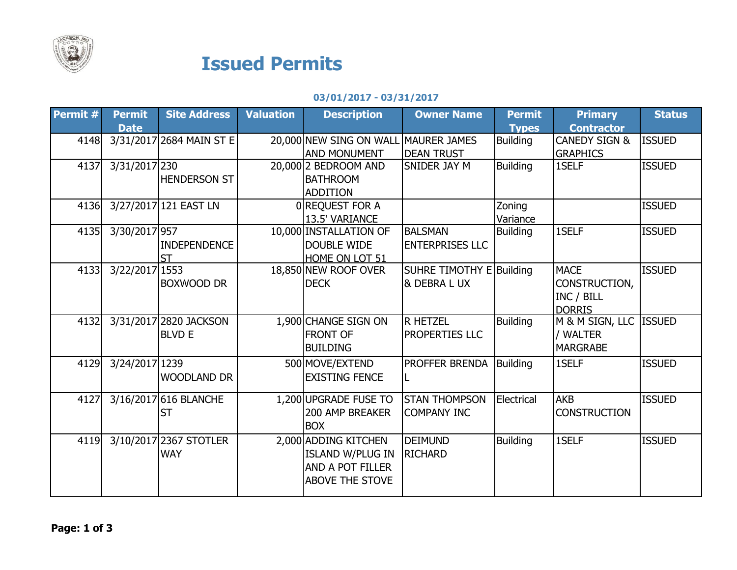# Issued Permits

**03/01/2017 - 03/31/2017**

| Permit # | Permit Date | Site Address | Valuation | Description | Owner Name | Permit Types | Primary Contractor | Status |
|---|---|---|---|---|---|---|---|---|
| 4148 | 3/31/2017 | 2684 MAIN ST E | 20,000 | NEW SING ON WALL AND MONUMENT | MAURER JAMES DEAN TRUST | Building | CANEDY SIGN & GRAPHICS | ISSUED |
| 4137 | 3/31/2017 | 230 HENDERSON ST | 20,000 | 2 BEDROOM AND BATHROOM ADDITION | SNIDER JAY M | Building | 1SELF | ISSUED |
| 4136 | 3/27/2017 | 121 EAST LN | 0 | REQUEST FOR A 13.5' VARIANCE | | Zoning Variance | | ISSUED |
| 4135 | 3/30/2017 | 957 INDEPENDENCE ST | 10,000 | INSTALLATION OF DOUBLE WIDE HOME ON LOT 51 | BALSMAN ENTERPRISES LLC | Building | 1SELF | ISSUED |
| 4133 | 3/22/2017 | 1553 BOXWOOD DR | 18,850 | NEW ROOF OVER DECK | SUHRE TIMOTHY E & DEBRA L UX | Building | MACE CONSTRUCTION, INC / BILL DORRIS | ISSUED |
| 4132 | 3/31/2017 | 2820 JACKSON BLVD E | 1,900 | CHANGE SIGN ON FRONT OF BUILDING | R HETZEL PROPERTIES LLC | Building | M & M SIGN, LLC / WALTER MARGRABE | ISSUED |
| 4129 | 3/24/2017 | 1239 WOODLAND DR | 500 | MOVE/EXTEND EXISTING FENCE | PROFFER BRENDA L | Building | 1SELF | ISSUED |
| 4127 | 3/16/2017 | 616 BLANCHE ST | 1,200 | UPGRADE FUSE TO 200 AMP BREAKER BOX | STAN THOMPSON COMPANY INC | Electrical | AKB CONSTRUCTION | ISSUED |
| 4119 | 3/10/2017 | 2367 STOTLER WAY | 2,000 | ADDING KITCHEN ISLAND W/PLUG IN AND A POT FILLER ABOVE THE STOVE | DEIMUND RICHARD | Building | 1SELF | ISSUED |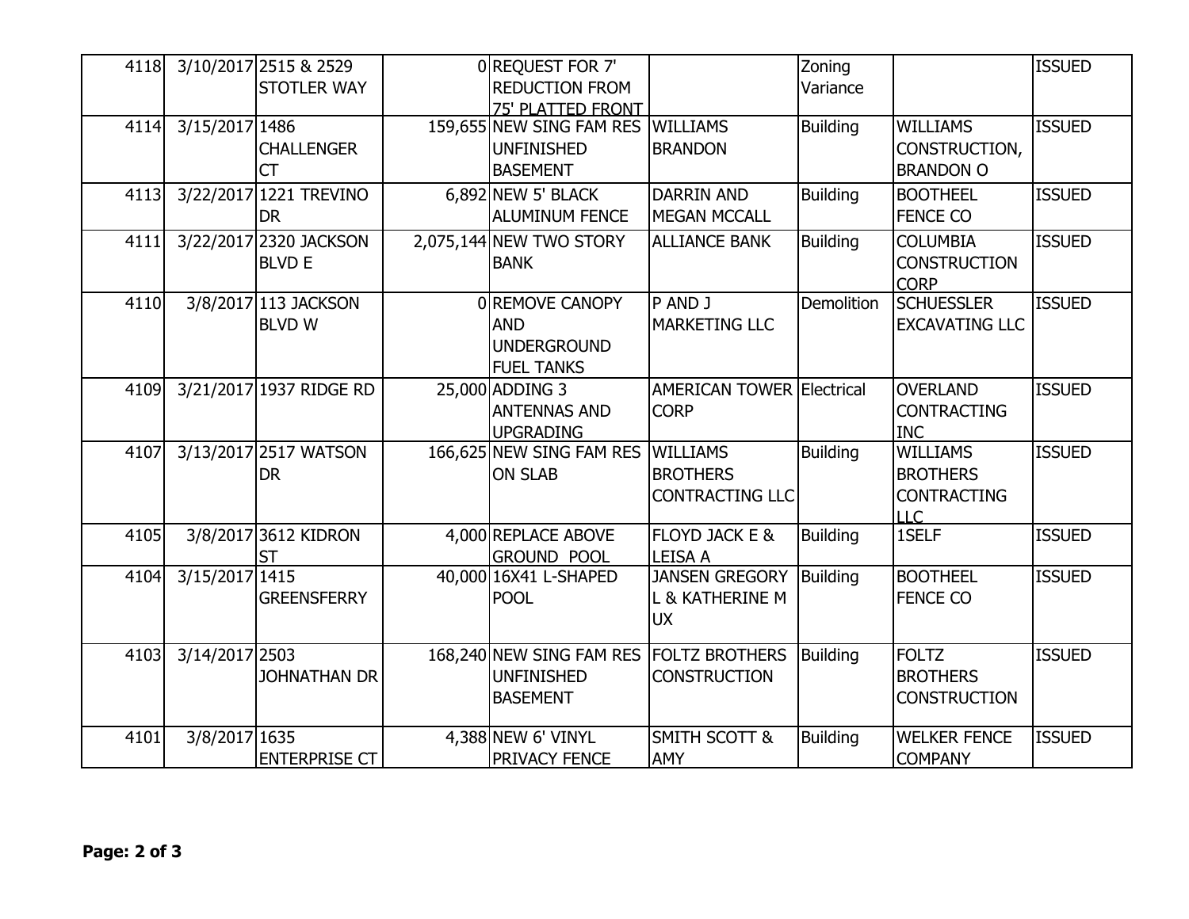| 4118 | 3/10/2017 | 2515 & 2529 STOTLER WAY | 0 | REQUEST FOR 7' REDUCTION FROM 75' PLATTED FRONT | | Zoning Variance | | ISSUED |
|---|---|---|---|---|---|---|---|---|
| 4114 | 3/15/2017 | 1486 CHALLENGER CT | 159,655 | NEW SING FAM RES UNFINISHED BASEMENT | WILLIAMS BRANDON | Building | WILLIAMS CONSTRUCTION, BRANDON O | ISSUED |
| 4113 | 3/22/2017 | 1221 TREVINO DR | 6,892 | NEW 5' BLACK ALUMINUM FENCE | DARRIN AND MEGAN MCCALL | Building | BOOTHEEL FENCE CO | ISSUED |
| 4111 | 3/22/2017 | 2320 JACKSON BLVD E | 2,075,144 | NEW TWO STORY BANK | ALLIANCE BANK | Building | COLUMBIA CONSTRUCTION CORP | ISSUED |
| 4110 | 3/8/2017 | 113 JACKSON BLVD W | 0 | REMOVE CANOPY AND UNDERGROUND FUEL TANKS | P AND J MARKETING LLC | Demolition | SCHUESSLER EXCAVATING LLC | ISSUED |
| 4109 | 3/21/2017 | 1937 RIDGE RD | 25,000 | ADDING 3 ANTENNAS AND UPGRADING | AMERICAN TOWER CORP | Electrical | OVERLAND CONTRACTING INC | ISSUED |
| 4107 | 3/13/2017 | 2517 WATSON DR | 166,625 | NEW SING FAM RES ON SLAB | WILLIAMS BROTHERS CONTRACTING LLC | Building | WILLIAMS BROTHERS CONTRACTING LLC | ISSUED |
| 4105 | 3/8/2017 | 3612 KIDRON ST | 4,000 | REPLACE ABOVE GROUND POOL | FLOYD JACK E & LEISA A | Building | 1SELF | ISSUED |
| 4104 | 3/15/2017 | 1415 GREENSFERRY | 40,000 | 16X41 L-SHAPED POOL | JANSEN GREGORY L & KATHERINE M UX | Building | BOOTHEEL FENCE CO | ISSUED |
| 4103 | 3/14/2017 | 2503 JOHNATHAN DR | 168,240 | NEW SING FAM RES UNFINISHED BASEMENT | FOLTZ BROTHERS CONSTRUCTION | Building | FOLTZ BROTHERS CONSTRUCTION | ISSUED |
| 4101 | 3/8/2017 | 1635 ENTERPRISE CT | 4,388 | NEW 6' VINYL PRIVACY FENCE | SMITH SCOTT & AMY | Building | WELKER FENCE COMPANY | ISSUED |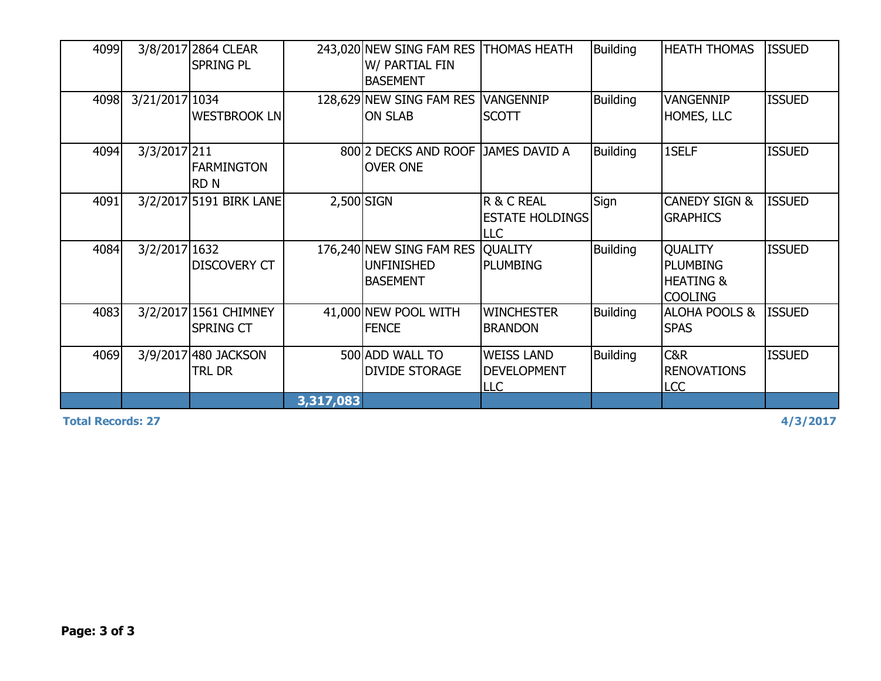| | | | | | | | | |
|---|---|---|---|---|---|---|---|---|
| 4099 | 3/8/2017 | 2864 CLEAR SPRING PL | 243,020 | NEW SING FAM RES W/ PARTIAL FIN BASEMENT | THOMAS HEATH | Building | HEATH THOMAS | ISSUED |
| 4098 | 3/21/2017 | 1034 WESTBROOK LN | 128,629 | NEW SING FAM RES ON SLAB | VANGENNIP SCOTT | Building | VANGENNIP HOMES, LLC | ISSUED |
| 4094 | 3/3/2017 | 211 FARMINGTON RD N | 800 | 2 DECKS AND ROOF OVER ONE | JAMES DAVID A | Building | 1SELF | ISSUED |
| 4091 | 3/2/2017 | 5191 BIRK LANE | 2,500 | SIGN | R & C REAL ESTATE HOLDINGS LLC | Sign | CANEDY SIGN & GRAPHICS | ISSUED |
| 4084 | 3/2/2017 | 1632 DISCOVERY CT | 176,240 | NEW SING FAM RES UNFINISHED BASEMENT | QUALITY PLUMBING | Building | QUALITY PLUMBING HEATING & COOLING | ISSUED |
| 4083 | 3/2/2017 | 1561 CHIMNEY SPRING CT | 41,000 | NEW POOL WITH FENCE | WINCHESTER BRANDON | Building | ALOHA POOLS & SPAS | ISSUED |
| 4069 | 3/9/2017 | 480 JACKSON TRL DR | 500 | ADD WALL TO DIVIDE STORAGE | WEISS LAND DEVELOPMENT LLC | Building | C&R RENOVATIONS LCC | ISSUED |
| | | | **3,317,083** | | | | | |

**Total Records: 27**

**4/3/2017**